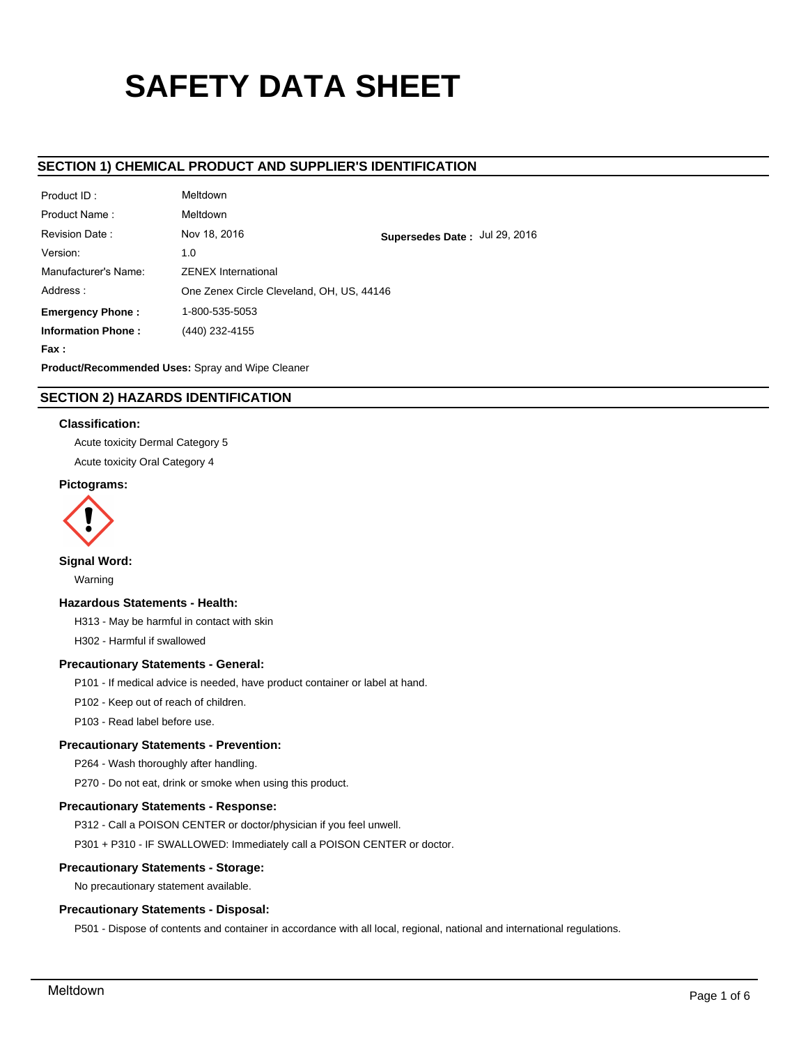# SAFETY DATA SHEET

## SECTION 1) CHEMICAL PRODUCT AND SUPPLIER'S IDENTIFICATION

| | | | |
|---|---|---|---|
| Product ID : | Meltdown | | |
| Product Name : | Meltdown | | |
| Revision Date : | Nov 18, 2016 | **Supersedes Date :** | Jul 29, 2016 |
| Version: | 1.0 | | |
| Manufacturer's Name: | ZENEX International | | |
| Address : | One Zenex Circle Cleveland, OH, US, 44146 | | |
| **Emergency Phone :** | 1-800-535-5053 | | |
| **Information Phone :** | (440) 232-4155 | | |
| **Fax :** | | | |

**Product/Recommended Uses:** Spray and Wipe Cleaner

## SECTION 2) HAZARDS IDENTIFICATION

### Classification:

Acute toxicity Dermal Category 5

Acute toxicity Oral Category 4

### Pictograms:

### Signal Word:

Warning

### Hazardous Statements - Health:

H313 - May be harmful in contact with skin

H302 - Harmful if swallowed

### Precautionary Statements - General:

P101 - If medical advice is needed, have product container or label at hand.

P102 - Keep out of reach of children.

P103 - Read label before use.

### Precautionary Statements - Prevention:

P264 - Wash thoroughly after handling.

P270 - Do not eat, drink or smoke when using this product.

### Precautionary Statements - Response:

P312 - Call a POISON CENTER or doctor/physician if you feel unwell.

P301 + P310 - IF SWALLOWED: Immediately call a POISON CENTER or doctor.

### Precautionary Statements - Storage:

No precautionary statement available.

### Precautionary Statements - Disposal:

P501 - Dispose of contents and container in accordance with all local, regional, national and international regulations.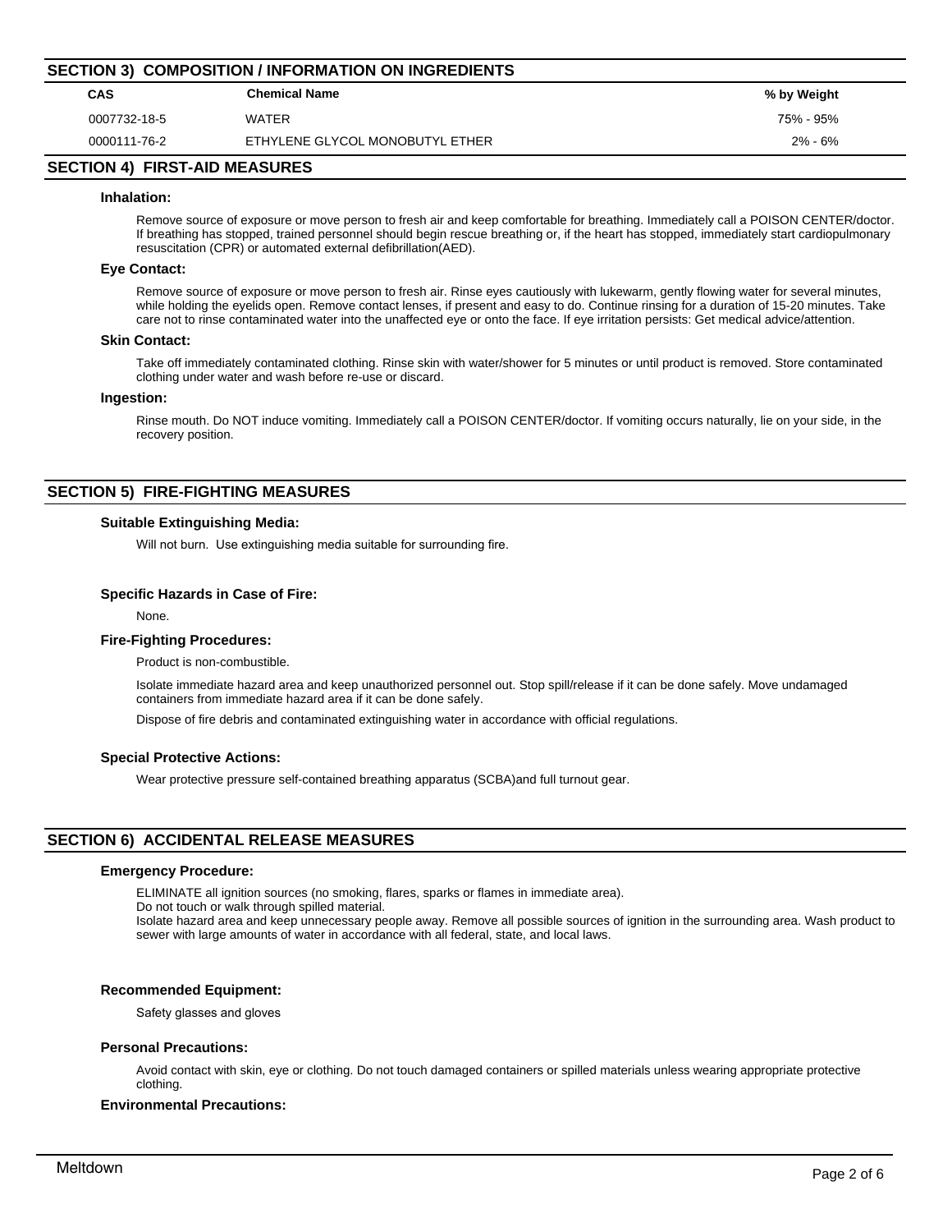## SECTION 3) COMPOSITION / INFORMATION ON INGREDIENTS

| CAS | Chemical Name | % by Weight |
|---|---|---|
| 0007732-18-5 | WATER | 75% - 95% |
| 0000111-76-2 | ETHYLENE GLYCOL MONOBUTYL ETHER | 2% - 6% |

## SECTION 4) FIRST-AID MEASURES

### Inhalation:

Remove source of exposure or move person to fresh air and keep comfortable for breathing. Immediately call a POISON CENTER/doctor. If breathing has stopped, trained personnel should begin rescue breathing or, if the heart has stopped, immediately start cardiopulmonary resuscitation (CPR) or automated external defibrillation(AED).

### Eye Contact:

Remove source of exposure or move person to fresh air. Rinse eyes cautiously with lukewarm, gently flowing water for several minutes, while holding the eyelids open. Remove contact lenses, if present and easy to do. Continue rinsing for a duration of 15-20 minutes. Take care not to rinse contaminated water into the unaffected eye or onto the face. If eye irritation persists: Get medical advice/attention.

### Skin Contact:

Take off immediately contaminated clothing. Rinse skin with water/shower for 5 minutes or until product is removed. Store contaminated clothing under water and wash before re-use or discard.

### Ingestion:

Rinse mouth. Do NOT induce vomiting. Immediately call a POISON CENTER/doctor. If vomiting occurs naturally, lie on your side, in the recovery position.

## SECTION 5) FIRE-FIGHTING MEASURES

### Suitable Extinguishing Media:

Will not burn. Use extinguishing media suitable for surrounding fire.

### Specific Hazards in Case of Fire:

None.

### Fire-Fighting Procedures:

Product is non-combustible.

Isolate immediate hazard area and keep unauthorized personnel out. Stop spill/release if it can be done safely. Move undamaged containers from immediate hazard area if it can be done safely.

Dispose of fire debris and contaminated extinguishing water in accordance with official regulations.

### Special Protective Actions:

Wear protective pressure self-contained breathing apparatus (SCBA)and full turnout gear.

## SECTION 6) ACCIDENTAL RELEASE MEASURES

### Emergency Procedure:

ELIMINATE all ignition sources (no smoking, flares, sparks or flames in immediate area).
Do not touch or walk through spilled material.
Isolate hazard area and keep unnecessary people away. Remove all possible sources of ignition in the surrounding area. Wash product to sewer with large amounts of water in accordance with all federal, state, and local laws.

### Recommended Equipment:

Safety glasses and gloves

### Personal Precautions:

Avoid contact with skin, eye or clothing. Do not touch damaged containers or spilled materials unless wearing appropriate protective clothing.

### Environmental Precautions: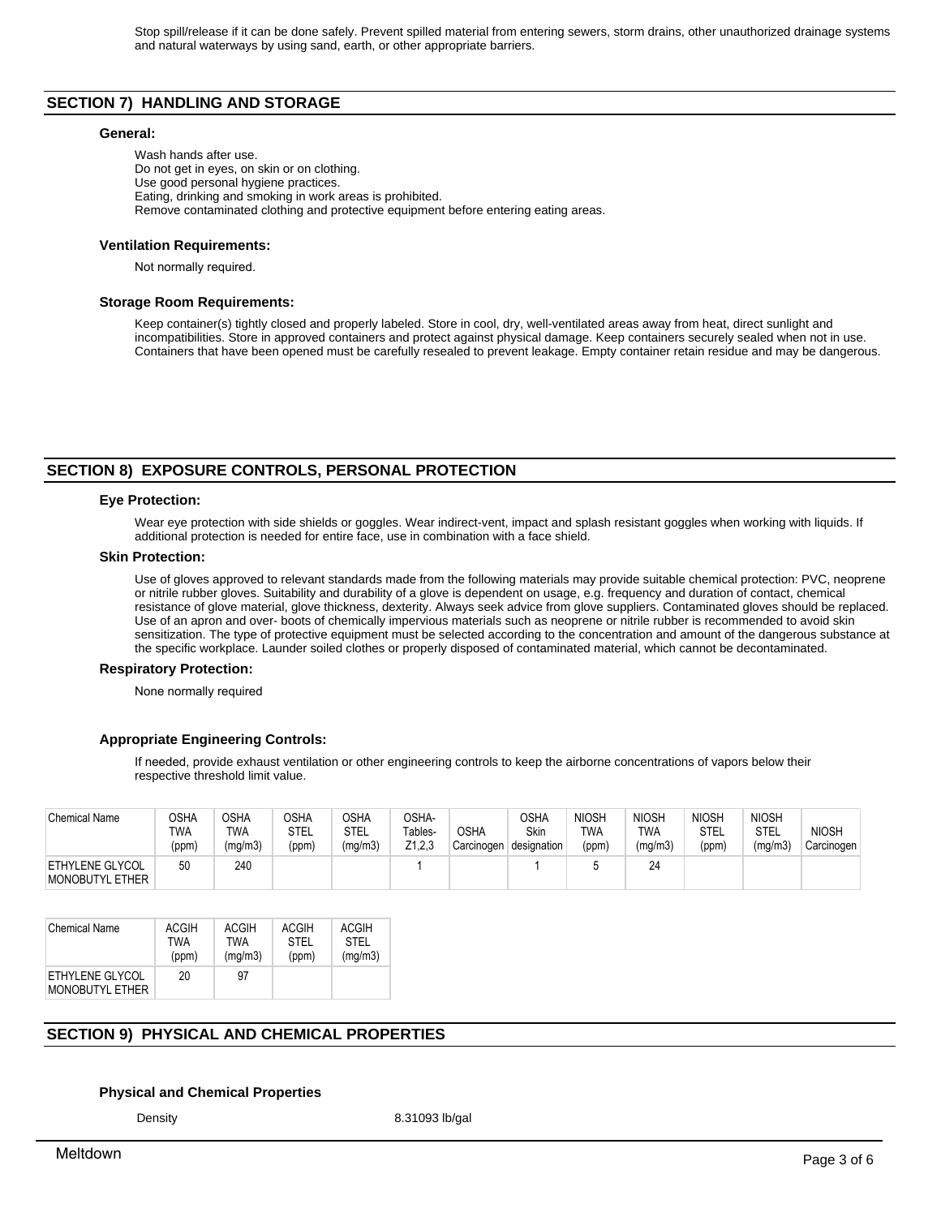Stop spill/release if it can be done safely. Prevent spilled material from entering sewers, storm drains, other unauthorized drainage systems and natural waterways by using sand, earth, or other appropriate barriers.

## SECTION 7) HANDLING AND STORAGE

### General:

Wash hands after use.
Do not get in eyes, on skin or on clothing.
Use good personal hygiene practices.
Eating, drinking and smoking in work areas is prohibited.
Remove contaminated clothing and protective equipment before entering eating areas.

### Ventilation Requirements:

Not normally required.

### Storage Room Requirements:

Keep container(s) tightly closed and properly labeled. Store in cool, dry, well-ventilated areas away from heat, direct sunlight and incompatibilities. Store in approved containers and protect against physical damage. Keep containers securely sealed when not in use. Containers that have been opened must be carefully resealed to prevent leakage. Empty container retain residue and may be dangerous.

## SECTION 8) EXPOSURE CONTROLS, PERSONAL PROTECTION

### Eye Protection:

Wear eye protection with side shields or goggles. Wear indirect-vent, impact and splash resistant goggles when working with liquids. If additional protection is needed for entire face, use in combination with a face shield.

### Skin Protection:

Use of gloves approved to relevant standards made from the following materials may provide suitable chemical protection: PVC, neoprene or nitrile rubber gloves. Suitability and durability of a glove is dependent on usage, e.g. frequency and duration of contact, chemical resistance of glove material, glove thickness, dexterity. Always seek advice from glove suppliers. Contaminated gloves should be replaced. Use of an apron and over- boots of chemically impervious materials such as neoprene or nitrile rubber is recommended to avoid skin sensitization. The type of protective equipment must be selected according to the concentration and amount of the dangerous substance at the specific workplace. Launder soiled clothes or properly disposed of contaminated material, which cannot be decontaminated.

### Respiratory Protection:

None normally required

### Appropriate Engineering Controls:

If needed, provide exhaust ventilation or other engineering controls to keep the airborne concentrations of vapors below their respective threshold limit value.

| Chemical Name | OSHA TWA (ppm) | OSHA TWA (mg/m3) | OSHA STEL (ppm) | OSHA STEL (mg/m3) | OSHA- Tables- Z1,2,3 | OSHA Carcinogen | OSHA Skin designation | NIOSH TWA (ppm) | NIOSH TWA (mg/m3) | NIOSH STEL (ppm) | NIOSH STEL (mg/m3) | NIOSH Carcinogen |
|---|---|---|---|---|---|---|---|---|---|---|---|---|
| ETHYLENE GLYCOL MONOBUTYL ETHER | 50 | 240 | | | 1 | | 1 | 5 | 24 | | | |

| Chemical Name | ACGIH TWA (ppm) | ACGIH TWA (mg/m3) | ACGIH STEL (ppm) | ACGIH STEL (mg/m3) |
|---|---|---|---|---|
| ETHYLENE GLYCOL MONOBUTYL ETHER | 20 | 97 | | |

## SECTION 9) PHYSICAL AND CHEMICAL PROPERTIES

### Physical and Chemical Properties

| | |
|---|---|
| Density | 8.31093 lb/gal |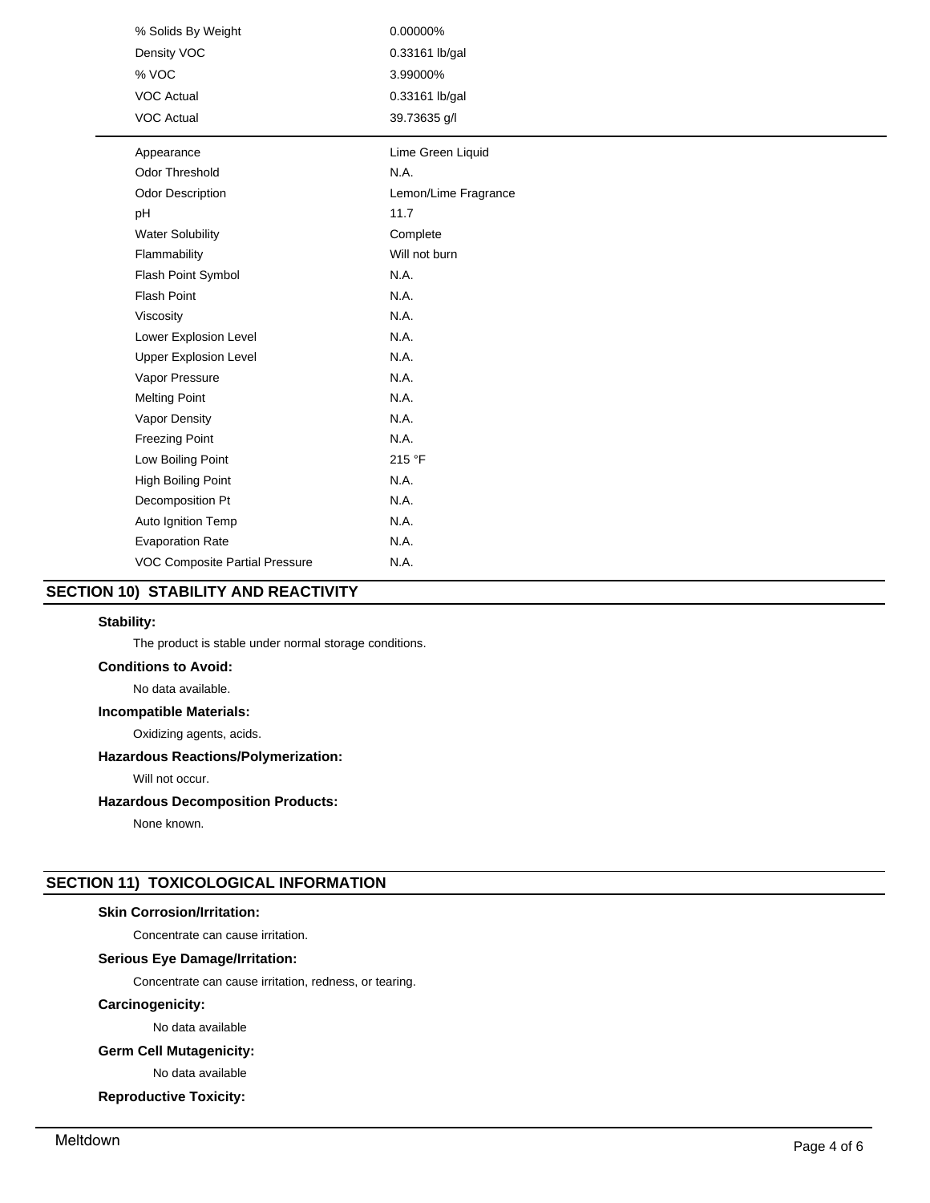| | |
|---|---|
| % Solids By Weight | 0.00000% |
| Density VOC | 0.33161 lb/gal |
| % VOC | 3.99000% |
| VOC Actual | 0.33161 lb/gal |
| VOC Actual | 39.73635 g/l |

| | |
|---|---|
| Appearance | Lime Green Liquid |
| Odor Threshold | N.A. |
| Odor Description | Lemon/Lime Fragrance |
| pH | 11.7 |
| Water Solubility | Complete |
| Flammability | Will not burn |
| Flash Point Symbol | N.A. |
| Flash Point | N.A. |
| Viscosity | N.A. |
| Lower Explosion Level | N.A. |
| Upper Explosion Level | N.A. |
| Vapor Pressure | N.A. |
| Melting Point | N.A. |
| Vapor Density | N.A. |
| Freezing Point | N.A. |
| Low Boiling Point | 215 °F |
| High Boiling Point | N.A. |
| Decomposition Pt | N.A. |
| Auto Ignition Temp | N.A. |
| Evaporation Rate | N.A. |
| VOC Composite Partial Pressure | N.A. |

## SECTION 10) STABILITY AND REACTIVITY

**Stability:**

The product is stable under normal storage conditions.

**Conditions to Avoid:**

No data available.

**Incompatible Materials:**

Oxidizing agents, acids.

**Hazardous Reactions/Polymerization:**

Will not occur.

**Hazardous Decomposition Products:**

None known.

## SECTION 11) TOXICOLOGICAL INFORMATION

**Skin Corrosion/Irritation:**

Concentrate can cause irritation.

**Serious Eye Damage/Irritation:**

Concentrate can cause irritation, redness, or tearing.

**Carcinogenicity:**

No data available

**Germ Cell Mutagenicity:**

No data available

**Reproductive Toxicity:**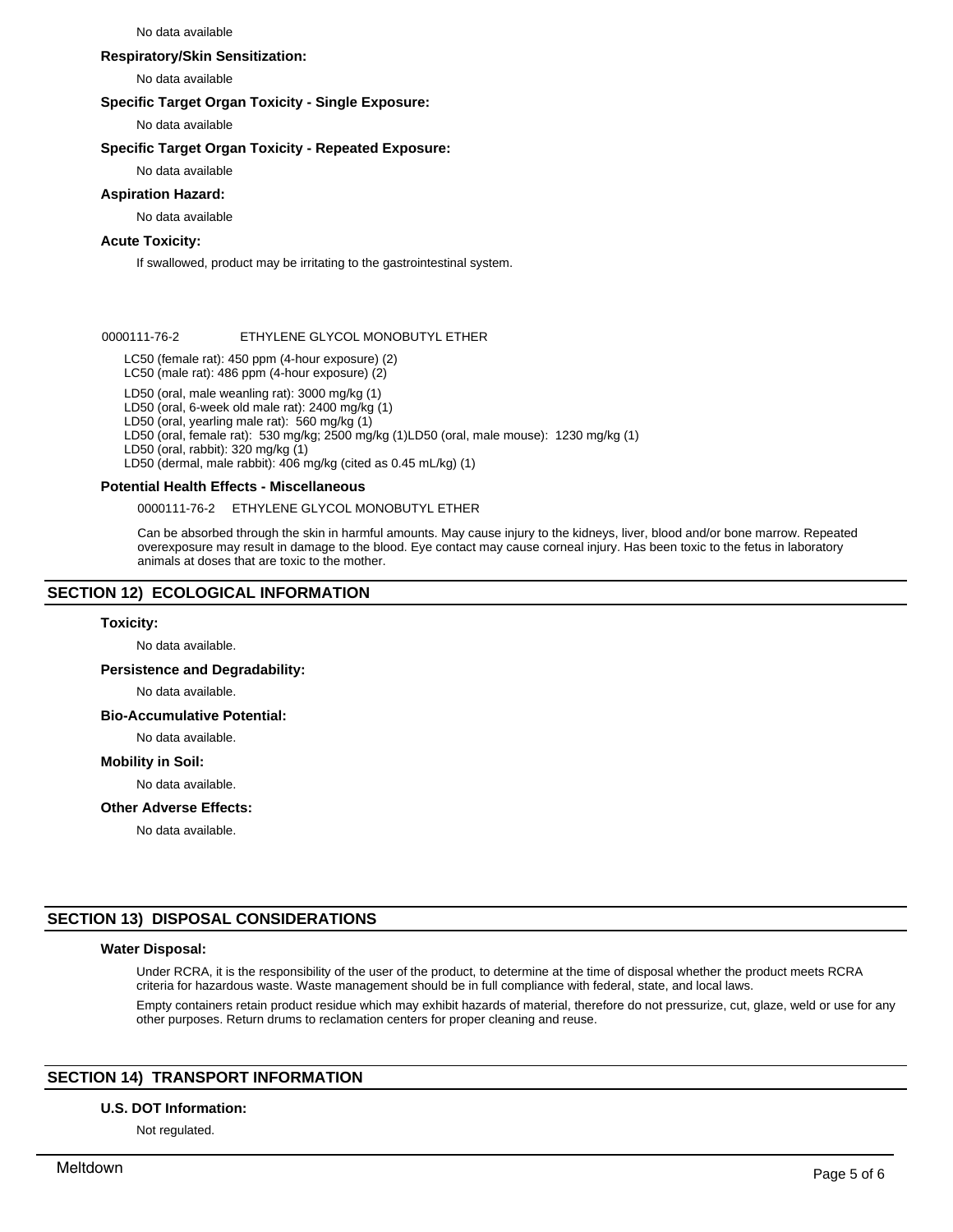No data available

**Respiratory/Skin Sensitization:**

No data available

**Specific Target Organ Toxicity - Single Exposure:**

No data available

**Specific Target Organ Toxicity - Repeated Exposure:**

No data available

**Aspiration Hazard:**

No data available

**Acute Toxicity:**

If swallowed, product may be irritating to the gastrointestinal system.

0000111-76-2 ETHYLENE GLYCOL MONOBUTYL ETHER

LC50 (female rat): 450 ppm (4-hour exposure) (2)
LC50 (male rat): 486 ppm (4-hour exposure) (2)

LD50 (oral, male weanling rat): 3000 mg/kg (1)
LD50 (oral, 6-week old male rat): 2400 mg/kg (1)
LD50 (oral, yearling male rat): 560 mg/kg (1)
LD50 (oral, female rat): 530 mg/kg; 2500 mg/kg (1)LD50 (oral, male mouse): 1230 mg/kg (1)
LD50 (oral, rabbit): 320 mg/kg (1)
LD50 (dermal, male rabbit): 406 mg/kg (cited as 0.45 mL/kg) (1)

**Potential Health Effects - Miscellaneous**

0000111-76-2 ETHYLENE GLYCOL MONOBUTYL ETHER

Can be absorbed through the skin in harmful amounts. May cause injury to the kidneys, liver, blood and/or bone marrow. Repeated overexposure may result in damage to the blood. Eye contact may cause corneal injury. Has been toxic to the fetus in laboratory animals at doses that are toxic to the mother.

## SECTION 12) ECOLOGICAL INFORMATION

**Toxicity:**

No data available.

**Persistence and Degradability:**

No data available.

**Bio-Accumulative Potential:**

No data available.

**Mobility in Soil:**

No data available.

**Other Adverse Effects:**

No data available.

## SECTION 13) DISPOSAL CONSIDERATIONS

**Water Disposal:**

Under RCRA, it is the responsibility of the user of the product, to determine at the time of disposal whether the product meets RCRA criteria for hazardous waste. Waste management should be in full compliance with federal, state, and local laws.

Empty containers retain product residue which may exhibit hazards of material, therefore do not pressurize, cut, glaze, weld or use for any other purposes. Return drums to reclamation centers for proper cleaning and reuse.

## SECTION 14) TRANSPORT INFORMATION

**U.S. DOT Information:**

Not regulated.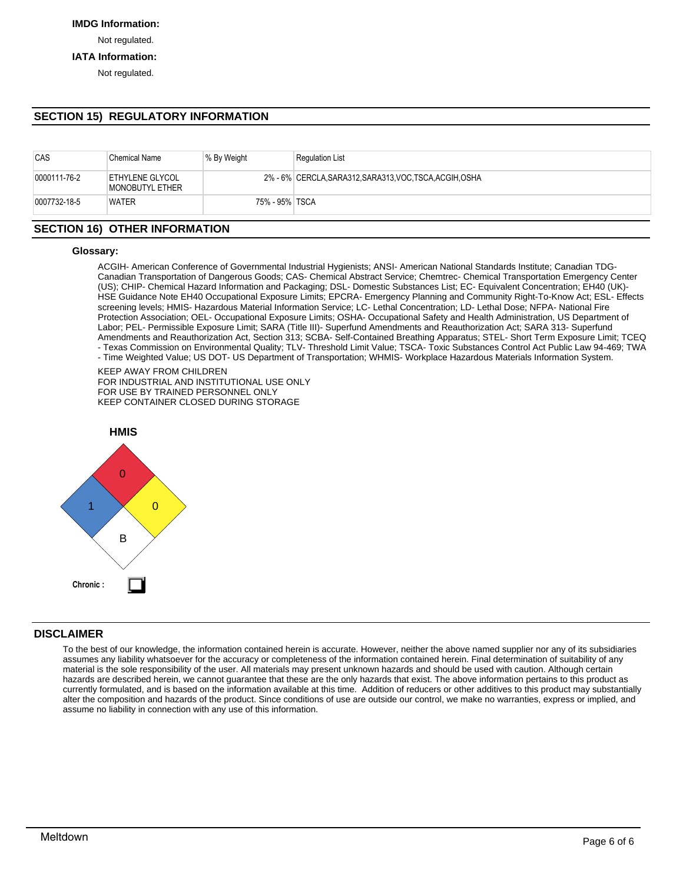**IMDG Information:**

Not regulated.

**IATA Information:**

Not regulated.

## SECTION 15) REGULATORY INFORMATION

| CAS | Chemical Name | % By Weight | Regulation List |
|---|---|---|---|
| 0000111-76-2 | ETHYLENE GLYCOL MONOBUTYL ETHER | 2% - 6% | CERCLA,SARA312,SARA313,VOC,TSCA,ACGIH,OSHA |
| 0007732-18-5 | WATER | 75% - 95% | TSCA |

## SECTION 16) OTHER INFORMATION

**Glossary:**

ACGIH- American Conference of Governmental Industrial Hygienists; ANSI- American National Standards Institute; Canadian TDG- Canadian Transportation of Dangerous Goods; CAS- Chemical Abstract Service; Chemtrec- Chemical Transportation Emergency Center (US); CHIP- Chemical Hazard Information and Packaging; DSL- Domestic Substances List; EC- Equivalent Concentration; EH40 (UK)- HSE Guidance Note EH40 Occupational Exposure Limits; EPCRA- Emergency Planning and Community Right-To-Know Act; ESL- Effects screening levels; HMIS- Hazardous Material Information Service; LC- Lethal Concentration; LD- Lethal Dose; NFPA- National Fire Protection Association; OEL- Occupational Exposure Limits; OSHA- Occupational Safety and Health Administration, US Department of Labor; PEL- Permissible Exposure Limit; SARA (Title III)- Superfund Amendments and Reauthorization Act; SARA 313- Superfund Amendments and Reauthorization Act, Section 313; SCBA- Self-Contained Breathing Apparatus; STEL- Short Term Exposure Limit; TCEQ - Texas Commission on Environmental Quality; TLV- Threshold Limit Value; TSCA- Toxic Substances Control Act Public Law 94-469; TWA - Time Weighted Value; US DOT- US Department of Transportation; WHMIS- Workplace Hazardous Materials Information System.

KEEP AWAY FROM CHILDREN
FOR INDUSTRIAL AND INSTITUTIONAL USE ONLY
FOR USE BY TRAINED PERSONNEL ONLY
KEEP CONTAINER CLOSED DURING STORAGE

**HMIS**

0
1
0
B

**Chronic :**

## DISCLAIMER

To the best of our knowledge, the information contained herein is accurate. However, neither the above named supplier nor any of its subsidiaries assumes any liability whatsoever for the accuracy or completeness of the information contained herein. Final determination of suitability of any material is the sole responsibility of the user. All materials may present unknown hazards and should be used with caution. Although certain hazards are described herein, we cannot guarantee that these are the only hazards that exist. The above information pertains to this product as currently formulated, and is based on the information available at this time. Addition of reducers or other additives to this product may substantially alter the composition and hazards of the product. Since conditions of use are outside our control, we make no warranties, express or implied, and assume no liability in connection with any use of this information.